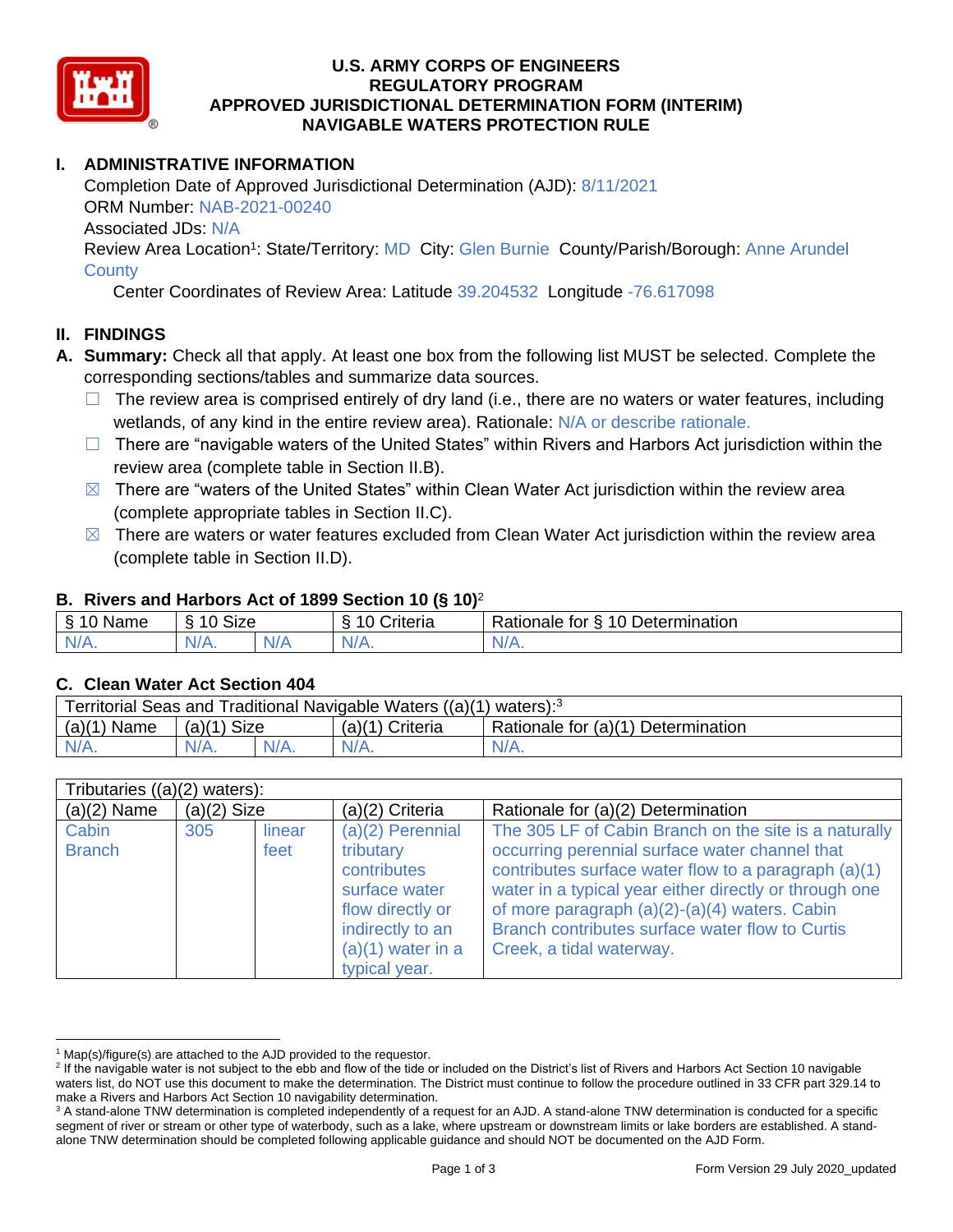# U.S. ARMY CORPS OF ENGINEERS
# REGULATORY PROGRAM
# APPROVED JURISDICTIONAL DETERMINATION FORM (INTERIM)
# NAVIGABLE WATERS PROTECTION RULE

## I. ADMINISTRATIVE INFORMATION

Completion Date of Approved Jurisdictional Determination (AJD): 8/11/2021
ORM Number: NAB-2021-00240
Associated JDs: N/A
Review Area Location[1]: State/Territory: MD City: Glen Burnie County/Parish/Borough: Anne Arundel County
Center Coordinates of Review Area: Latitude 39.204532 Longitude -76.617098

## II. FINDINGS

**A. Summary:** Check all that apply. At least one box from the following list MUST be selected. Complete the corresponding sections/tables and summarize data sources.

- ☐ The review area is comprised entirely of dry land (i.e., there are no waters or water features, including wetlands, of any kind in the entire review area). Rationale: N/A or describe rationale.
- ☐ There are "navigable waters of the United States" within Rivers and Harbors Act jurisdiction within the review area (complete table in Section II.B).
- ☒ There are "waters of the United States" within Clean Water Act jurisdiction within the review area (complete appropriate tables in Section II.C).
- ☒ There are waters or water features excluded from Clean Water Act jurisdiction within the review area (complete table in Section II.D).

### B. Rivers and Harbors Act of 1899 Section 10 (§ 10)[2]

| § 10 Name | § 10 Size | | § 10 Criteria | Rationale for § 10 Determination |
|---|---|---|---|---|
| N/A. | N/A. | N/A | N/A. | N/A. |

### C. Clean Water Act Section 404

| Territorial Seas and Traditional Navigable Waters ((a)(1) waters):[3] | | | | |
|---|---|---|---|---|
| (a)(1) Name | (a)(1) Size | | (a)(1) Criteria | Rationale for (a)(1) Determination |
| N/A. | N/A. | N/A. | N/A. | N/A. |

| Tributaries ((a)(2) waters): | | | | |
|---|---|---|---|---|
| (a)(2) Name | (a)(2) Size | | (a)(2) Criteria | Rationale for (a)(2) Determination |
| Cabin Branch | 305 | linear feet | (a)(2) Perennial tributary contributes surface water flow directly or indirectly to an (a)(1) water in a typical year. | The 305 LF of Cabin Branch on the site is a naturally occurring perennial surface water channel that contributes surface water flow to a paragraph (a)(1) water in a typical year either directly or through one of more paragraph (a)(2)-(a)(4) waters. Cabin Branch contributes surface water flow to Curtis Creek, a tidal waterway. |

[1] Map(s)/figure(s) are attached to the AJD provided to the requestor.
[2] If the navigable water is not subject to the ebb and flow of the tide or included on the District's list of Rivers and Harbors Act Section 10 navigable waters list, do NOT use this document to make the determination. The District must continue to follow the procedure outlined in 33 CFR part 329.14 to make a Rivers and Harbors Act Section 10 navigability determination.
[3] A stand-alone TNW determination is completed independently of a request for an AJD. A stand-alone TNW determination is conducted for a specific segment of river or stream or other type of waterbody, such as a lake, where upstream or downstream limits or lake borders are established. A stand-alone TNW determination should be completed following applicable guidance and should NOT be documented on the AJD Form.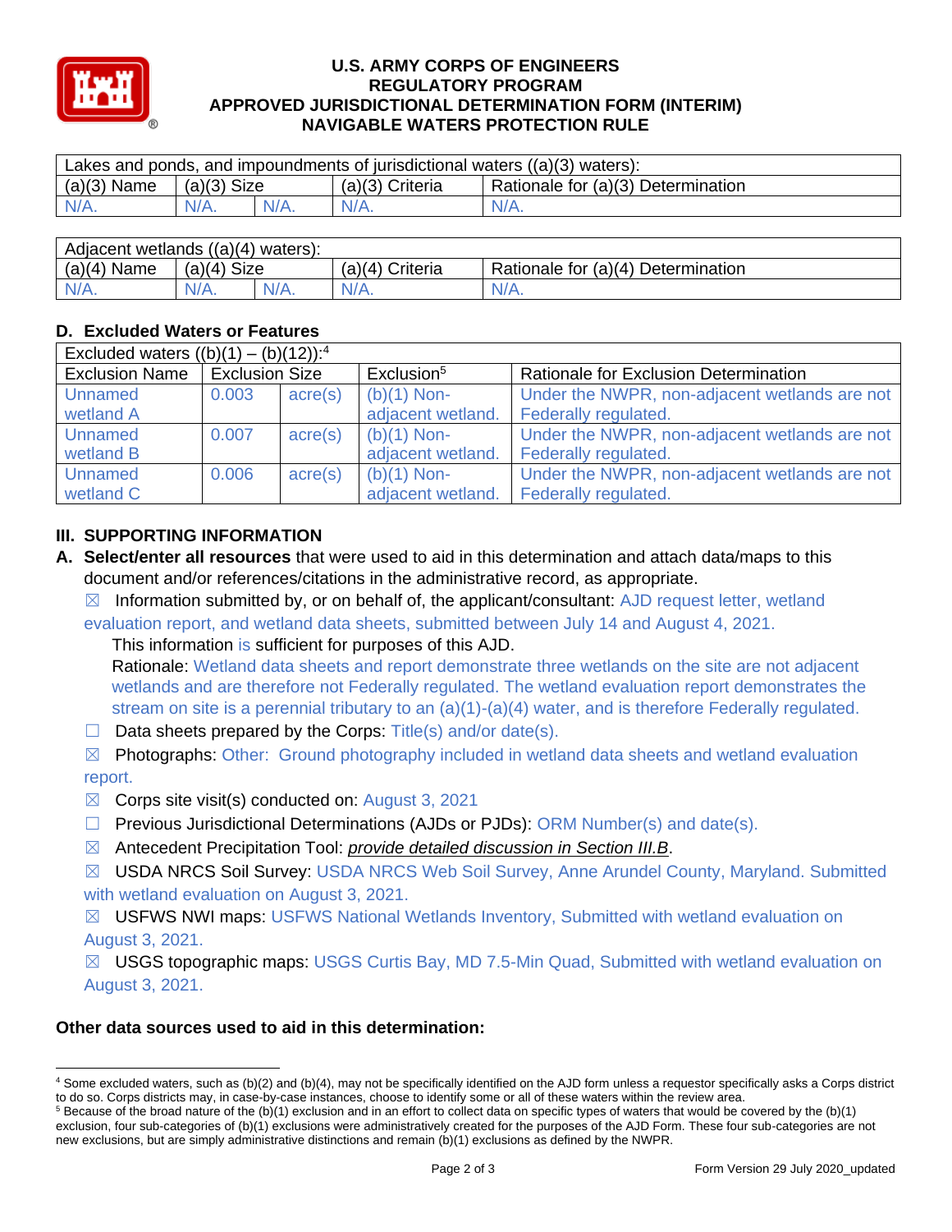# U.S. ARMY CORPS OF ENGINEERS
# REGULATORY PROGRAM
# APPROVED JURISDICTIONAL DETERMINATION FORM (INTERIM)
# NAVIGABLE WATERS PROTECTION RULE

| Lakes and ponds, and impoundments of jurisdictional waters ((a)(3) waters): | | | | |
|---|---|---|---|---|
| (a)(3) Name | (a)(3) Size | | (a)(3) Criteria | Rationale for (a)(3) Determination |
| N/A. | N/A. | N/A. | N/A. | N/A. |

| Adjacent wetlands ((a)(4) waters): | | | | |
|---|---|---|---|---|
| (a)(4) Name | (a)(4) Size | | (a)(4) Criteria | Rationale for (a)(4) Determination |
| N/A. | N/A. | N/A. | N/A. | N/A. |

## D. Excluded Waters or Features

| Excluded waters ((b)(1) – (b)(12)):[4] | | | | |
|---|---|---|---|---|
| Exclusion Name | Exclusion Size | | Exclusion[5] | Rationale for Exclusion Determination |
| Unnamed wetland A | 0.003 | acre(s) | (b)(1) Non-adjacent wetland. | Under the NWPR, non-adjacent wetlands are not Federally regulated. |
| Unnamed wetland B | 0.007 | acre(s) | (b)(1) Non-adjacent wetland. | Under the NWPR, non-adjacent wetlands are not Federally regulated. |
| Unnamed wetland C | 0.006 | acre(s) | (b)(1) Non-adjacent wetland. | Under the NWPR, non-adjacent wetlands are not Federally regulated. |

## III. SUPPORTING INFORMATION

**A. Select/enter all resources** that were used to aid in this determination and attach data/maps to this document and/or references/citations in the administrative record, as appropriate.

☒ Information submitted by, or on behalf of, the applicant/consultant: AJD request letter, wetland evaluation report, and wetland data sheets, submitted between July 14 and August 4, 2021.

This information is sufficient for purposes of this AJD.

Rationale: Wetland data sheets and report demonstrate three wetlands on the site are not adjacent wetlands and are therefore not Federally regulated. The wetland evaluation report demonstrates the stream on site is a perennial tributary to an (a)(1)-(a)(4) water, and is therefore Federally regulated.

☐ Data sheets prepared by the Corps: Title(s) and/or date(s).

☒ Photographs: Other: Ground photography included in wetland data sheets and wetland evaluation report.

☒ Corps site visit(s) conducted on: August 3, 2021

☐ Previous Jurisdictional Determinations (AJDs or PJDs): ORM Number(s) and date(s).

☒ Antecedent Precipitation Tool: *provide detailed discussion in Section III.B*.

☒ USDA NRCS Soil Survey: USDA NRCS Web Soil Survey, Anne Arundel County, Maryland. Submitted with wetland evaluation on August 3, 2021.

☒ USFWS NWI maps: USFWS National Wetlands Inventory, Submitted with wetland evaluation on August 3, 2021.

☒ USGS topographic maps: USGS Curtis Bay, MD 7.5-Min Quad, Submitted with wetland evaluation on August 3, 2021.

### Other data sources used to aid in this determination:

---

[4] Some excluded waters, such as (b)(2) and (b)(4), may not be specifically identified on the AJD form unless a requestor specifically asks a Corps district to do so. Corps districts may, in case-by-case instances, choose to identify some or all of these waters within the review area.

[5] Because of the broad nature of the (b)(1) exclusion and in an effort to collect data on specific types of waters that would be covered by the (b)(1) exclusion, four sub-categories of (b)(1) exclusions were administratively created for the purposes of the AJD Form. These four sub-categories are not new exclusions, but are simply administrative distinctions and remain (b)(1) exclusions as defined by the NWPR.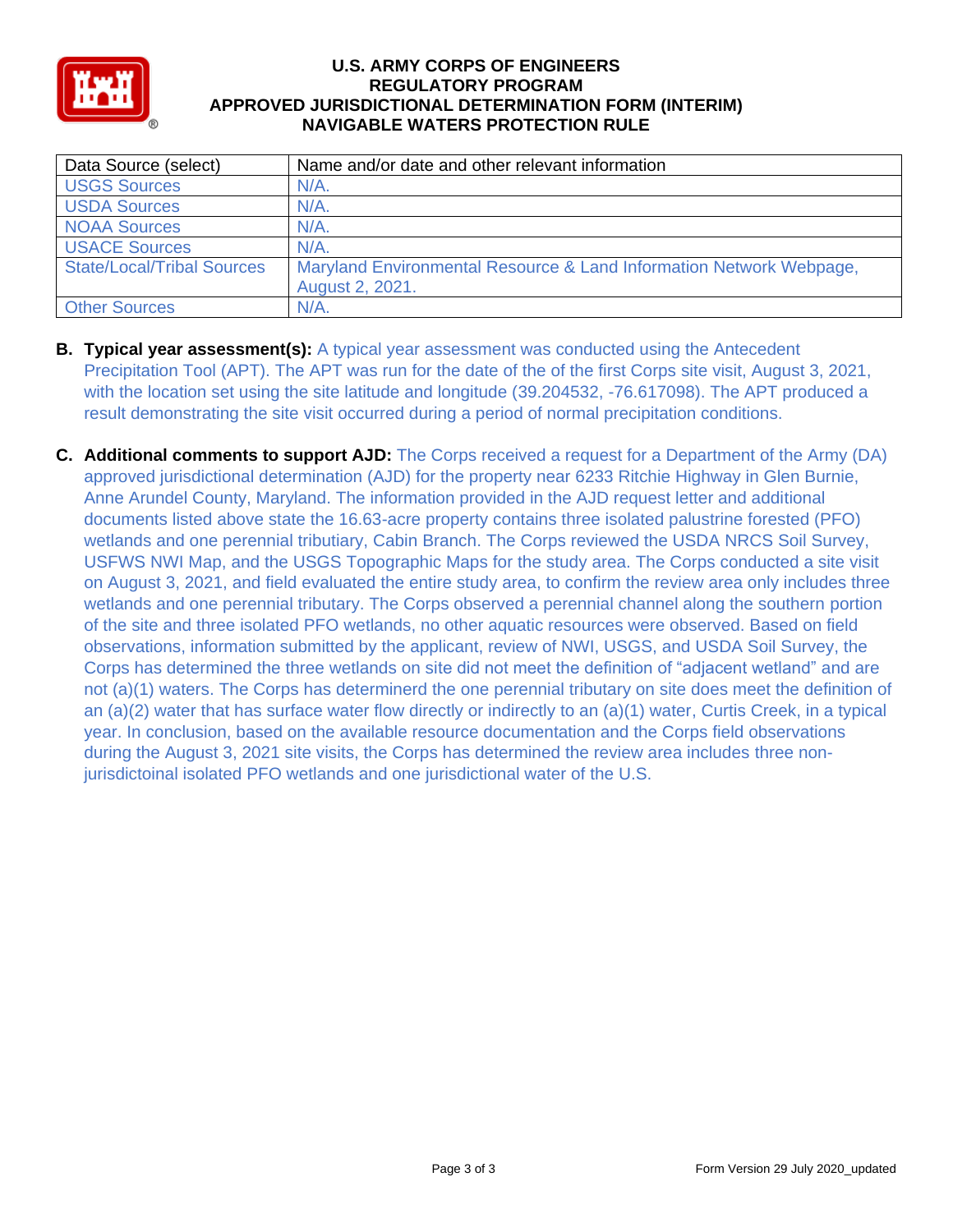# U.S. ARMY CORPS OF ENGINEERS
## REGULATORY PROGRAM
## APPROVED JURISDICTIONAL DETERMINATION FORM (INTERIM)
## NAVIGABLE WATERS PROTECTION RULE

| Data Source (select) | Name and/or date and other relevant information |
|---|---|
| USGS Sources | N/A. |
| USDA Sources | N/A. |
| NOAA Sources | N/A. |
| USACE Sources | N/A. |
| State/Local/Tribal Sources | Maryland Environmental Resource & Land Information Network Webpage, August 2, 2021. |
| Other Sources | N/A. |

**B. Typical year assessment(s):** A typical year assessment was conducted using the Antecedent Precipitation Tool (APT). The APT was run for the date of the of the first Corps site visit, August 3, 2021, with the location set using the site latitude and longitude (39.204532, -76.617098). The APT produced a result demonstrating the site visit occurred during a period of normal precipitation conditions.

**C. Additional comments to support AJD:** The Corps received a request for a Department of the Army (DA) approved jurisdictional determination (AJD) for the property near 6233 Ritchie Highway in Glen Burnie, Anne Arundel County, Maryland. The information provided in the AJD request letter and additional documents listed above state the 16.63-acre property contains three isolated palustrine forested (PFO) wetlands and one perennial tributiary, Cabin Branch. The Corps reviewed the USDA NRCS Soil Survey, USFWS NWI Map, and the USGS Topographic Maps for the study area. The Corps conducted a site visit on August 3, 2021, and field evaluated the entire study area, to confirm the review area only includes three wetlands and one perennial tributary. The Corps observed a perennial channel along the southern portion of the site and three isolated PFO wetlands, no other aquatic resources were observed. Based on field observations, information submitted by the applicant, review of NWI, USGS, and USDA Soil Survey, the Corps has determined the three wetlands on site did not meet the definition of "adjacent wetland" and are not (a)(1) waters. The Corps has determinerd the one perennial tributary on site does meet the definition of an (a)(2) water that has surface water flow directly or indirectly to an (a)(1) water, Curtis Creek, in a typical year. In conclusion, based on the available resource documentation and the Corps field observations during the August 3, 2021 site visits, the Corps has determined the review area includes three non-jurisdictoinal isolated PFO wetlands and one jurisdictional water of the U.S.